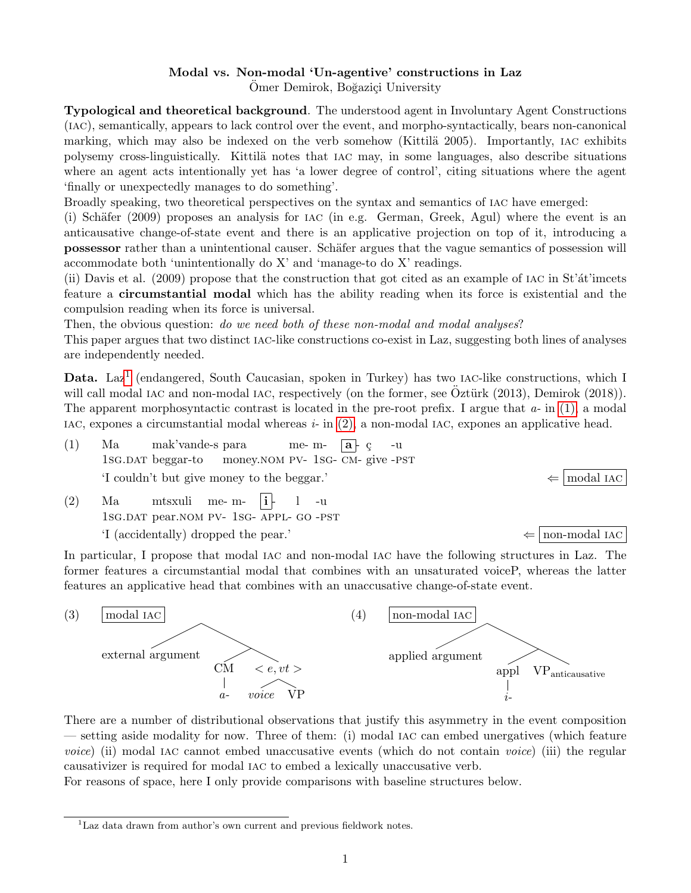**Modal vs. Non-modal 'Un-agentive' constructions in Laz**

Ömer Demirok, Boğaziçi University

**Typological and theoretical background**. The understood agent in Involuntary Agent Constructions (IAC), semantically, appears to lack control over the event, and morpho-syntactically, bears non-canonical marking, which may also be indexed on the verb somehow (Kittilä 2005). Importantly, IAC exhibits polysemy cross-linguistically. Kittilä notes that IAC may, in some languages, also describe situations where an agent acts intentionally yet has 'a lower degree of control', citing situations where the agent 'finally or unexpectedly manages to do something'.

Broadly speaking, two theoretical perspectives on the syntax and semantics of IAC have emerged:

(i) Schäfer (2009) proposes an analysis for IAC (in e.g. German, Greek, Agul) where the event is an anticausative change-of-state event and there is an applicative projection on top of it, introducing a **possessor** rather than a unintentional causer. Schäfer argues that the vague semantics of possession will accommodate both 'unintentionally do X' and 'manage-to do X' readings.

(ii) Davis et al. (2009) propose that the construction that got cited as an example of IAC in St'át'imcets feature a **circumstantial modal** which has the ability reading when its force is existential and the compulsion reading when its force is universal.

Then, the obvious question: *do we need both of these non-modal and modal analyses*?

This paper argues that two distinct IAC-like constructions co-exist in Laz, suggesting both lines of analyses are independently needed.

**Data.** Laz[1] (endangered, South Caucasian, spoken in Turkey) has two IAC-like constructions, which I will call modal IAC and non-modal IAC, respectively (on the former, see Öztürk (2013), Demirok (2018)). The apparent morphosyntactic contrast is located in the pre-root prefix. I argue that *a-* in (1), a modal IAC, expones a circumstantial modal whereas *i-* in (2), a non-modal IAC, expones an applicative head.

(1) Ma mak'vande-s para me- m- **a**- ç -u
1SG.DAT beggar-to money.NOM PV- 1SG- CM- give -PST
'I couldn't but give money to the beggar.' ⇐ modal IAC

(2) Ma mtsxuli me- m- **i**- l -u
1SG.DAT pear.NOM PV- 1SG- APPL- GO -PST
'I (accidentally) dropped the pear.' ⇐ non-modal IAC

In particular, I propose that modal IAC and non-modal IAC have the following structures in Laz. The former features a circumstantial modal that combines with an unsaturated voiceP, whereas the latter features an applicative head that combines with an unaccusative change-of-state event.

(3) modal IAC: [ external argument [ CM (*a-*) [ $<e, vt>$ *voice* VP ] ] ]

(4) non-modal IAC: [ applied argument [ appl (*i-*) $VP_{anticausative}$ ] ]

There are a number of distributional observations that justify this asymmetry in the event composition — setting aside modality for now. Three of them: (i) modal IAC can embed unergatives (which feature *voice*) (ii) modal IAC cannot embed unaccusative events (which do not contain *voice*) (iii) the regular causativizer is required for modal IAC to embed a lexically unaccusative verb.

For reasons of space, here I only provide comparisons with baseline structures below.

[1] Laz data drawn from author's own current and previous fieldwork notes.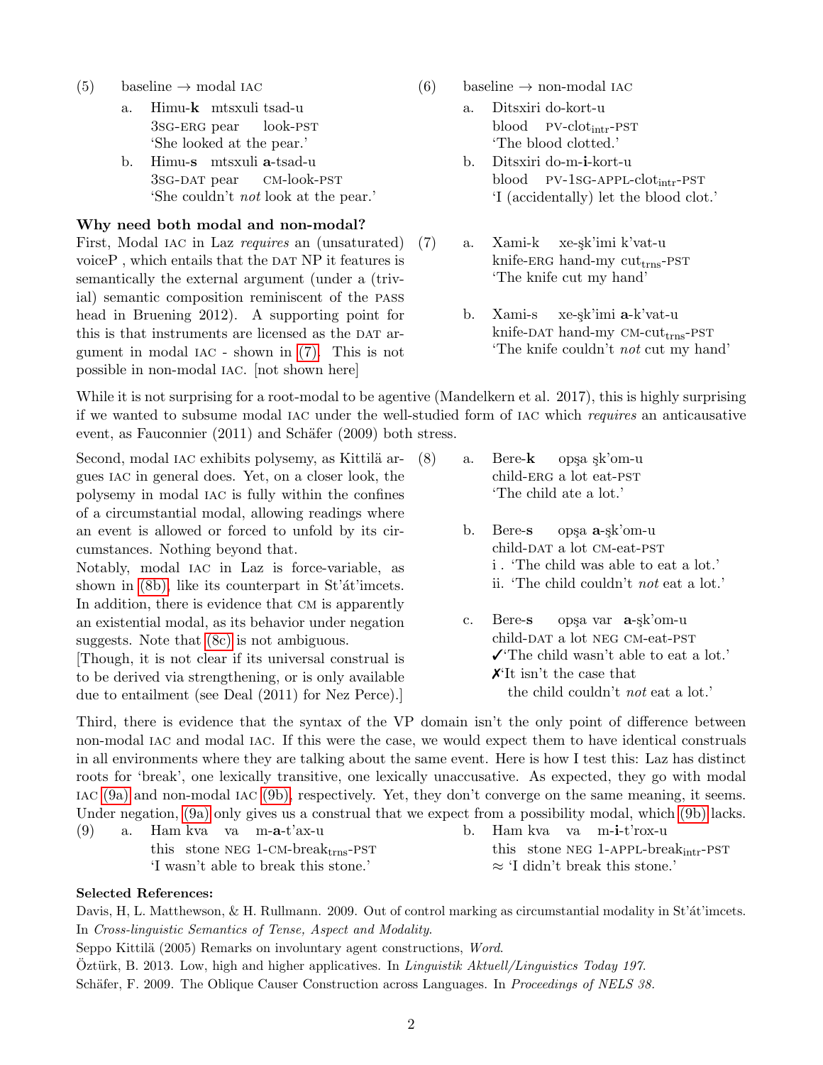(5) baseline → modal IAC

a. Himu-**k** mtsxuli tsad-u
   3SG-ERG pear look-PST
   'She looked at the pear.'

b. Himu-**s** mtsxuli **a**-tsad-u
   3SG-DAT pear CM-look-PST
   'She couldn't *not* look at the pear.'

(6) baseline → non-modal IAC

a. Ditsxiri do-kort-u
   blood PV-clot$_{intr}$-PST
   'The blood clotted.'

b. Ditsxiri do-m-**i**-kort-u
   blood PV-1SG-APPL-clot$_{intr}$-PST
   'I (accidentally) let the blood clot.'

**Why need both modal and non-modal?**

First, Modal IAC in Laz *requires* an (unsaturated) voiceP , which entails that the DAT NP it features is semantically the external argument (under a (trivial) semantic composition reminiscent of the PASS head in Bruening 2012). A supporting point for this is that instruments are licensed as the DAT argument in modal IAC - shown in (7). This is not possible in non-modal IAC. [not shown here]

(7)
a. Xami-k xe-şk'imi k'vat-u
   knife-ERG hand-my cut$_{trns}$-PST
   'The knife cut my hand'

b. Xami-s xe-şk'imi **a**-k'vat-u
   knife-DAT hand-my CM-cut$_{trns}$-PST
   'The knife couldn't *not* cut my hand'

While it is not surprising for a root-modal to be agentive (Mandelkern et al. 2017), this is highly surprising if we wanted to subsume modal IAC under the well-studied form of IAC which *requires* an anticausative event, as Fauconnier (2011) and Schäfer (2009) both stress.

Second, modal IAC exhibits polysemy, as Kittilä argues IAC in general does. Yet, on a closer look, the polysemy in modal IAC is fully within the confines of a circumstantial modal, allowing readings where an event is allowed or forced to unfold by its circumstances. Nothing beyond that.

Notably, modal IAC in Laz is force-variable, as shown in (8b), like its counterpart in St'át'imcets. In addition, there is evidence that CM is apparently an existential modal, as its behavior under negation suggests. Note that (8c) is not ambiguous.

[Though, it is not clear if its universal construal is to be derived via strengthening, or is only available due to entailment (see Deal (2011) for Nez Perce).]

(8)
a. Bere-**k** opşa şk'om-u
   child-ERG a lot eat-PST
   'The child ate a lot.'

b. Bere-**s** opşa **a**-şk'om-u
   child-DAT a lot CM-eat-PST
   i . 'The child was able to eat a lot.'
   ii. 'The child couldn't *not* eat a lot.'

c. Bere-**s** opşa var **a**-şk'om-u
   child-DAT a lot NEG CM-eat-PST
   ✓'The child wasn't able to eat a lot.'
   ✗'It isn't the case that the child couldn't *not* eat a lot.'

Third, there is evidence that the syntax of the VP domain isn't the only point of difference between non-modal IAC and modal IAC. If this were the case, we would expect them to have identical construals in all environments where they are talking about the same event. Here is how I test this: Laz has distinct roots for 'break', one lexically transitive, one lexically unaccusative. As expected, they go with modal IAC (9a) and non-modal IAC (9b), respectively. Yet, they don't converge on the same meaning, it seems. Under negation, (9a) only gives us a construal that we expect from a possibility modal, which (9b) lacks.

(9)
a. Ham kva va m-**a**-t'ax-u
   this stone NEG 1-CM-break$_{trns}$-PST
   'I wasn't able to break this stone.'

b. Ham kva va m-**i**-t'rox-u
   this stone NEG 1-APPL-break$_{intr}$-PST
   ≈ 'I didn't break this stone.'

**Selected References:**

Davis, H, L. Matthewson, & H. Rullmann. 2009. Out of control marking as circumstantial modality in St'át'imcets. In *Cross-linguistic Semantics of Tense, Aspect and Modality.*

Seppo Kittilä (2005) Remarks on involuntary agent constructions, *Word.*

Öztürk, B. 2013. Low, high and higher applicatives. In *Linguistik Aktuell/Linguistics Today 197.*

Schäfer, F. 2009. The Oblique Causer Construction across Languages. In *Proceedings of NELS 38.*